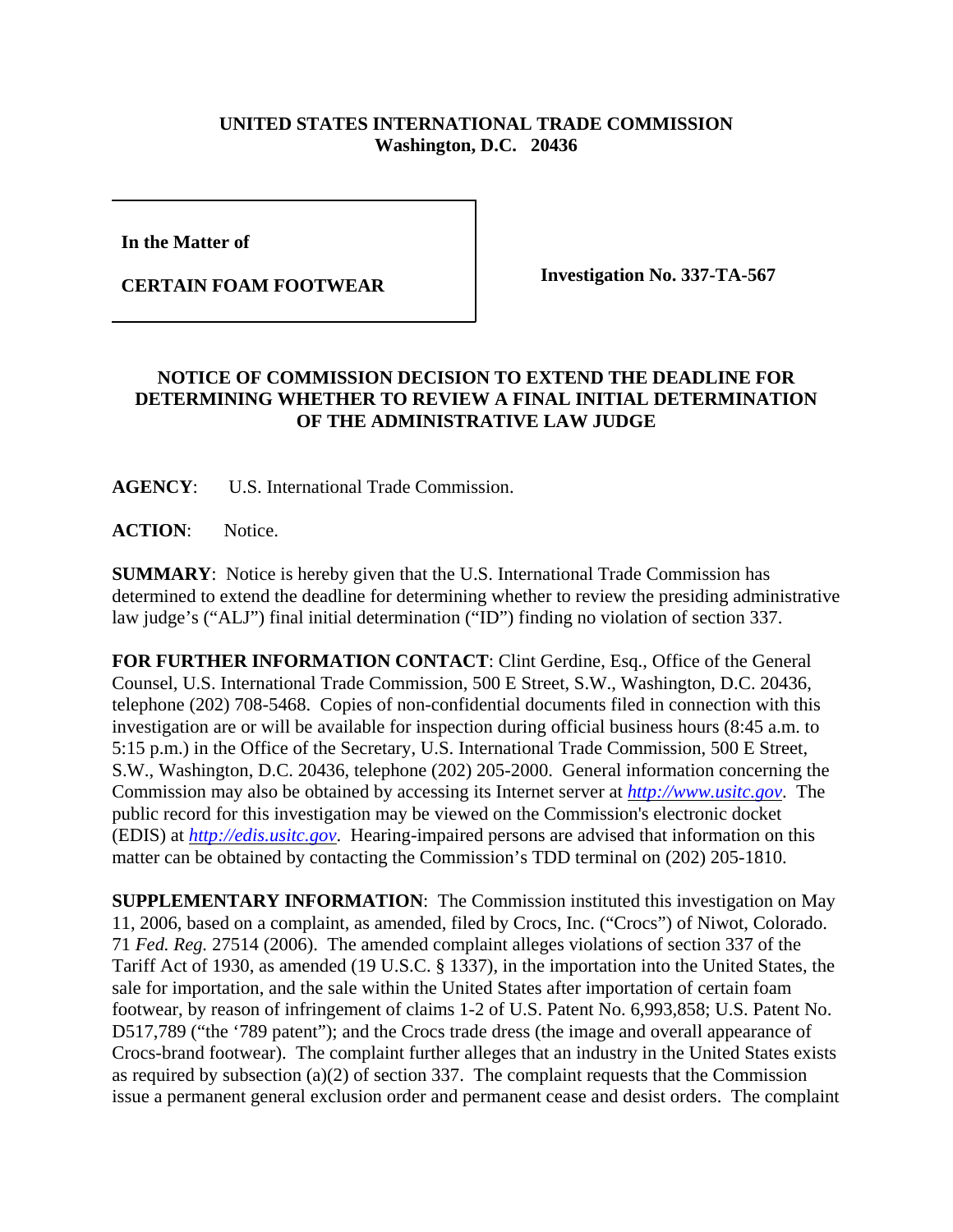**UNITED STATES INTERNATIONAL TRADE COMMISSION**
**Washington, D.C. 20436**

| | |
|---|---|
| **In the Matter of**<br><br>**CERTAIN FOAM FOOTWEAR** | **Investigation No. 337-TA-567** |

## NOTICE OF COMMISSION DECISION TO EXTEND THE DEADLINE FOR DETERMINING WHETHER TO REVIEW A FINAL INITIAL DETERMINATION OF THE ADMINISTRATIVE LAW JUDGE

**AGENCY**: U.S. International Trade Commission.

**ACTION**: Notice.

**SUMMARY**: Notice is hereby given that the U.S. International Trade Commission has determined to extend the deadline for determining whether to review the presiding administrative law judge's ("ALJ") final initial determination ("ID") finding no violation of section 337.

**FOR FURTHER INFORMATION CONTACT**: Clint Gerdine, Esq., Office of the General Counsel, U.S. International Trade Commission, 500 E Street, S.W., Washington, D.C. 20436, telephone (202) 708-5468. Copies of non-confidential documents filed in connection with this investigation are or will be available for inspection during official business hours (8:45 a.m. to 5:15 p.m.) in the Office of the Secretary, U.S. International Trade Commission, 500 E Street, S.W., Washington, D.C. 20436, telephone (202) 205-2000. General information concerning the Commission may also be obtained by accessing its Internet server at *http://www.usitc.gov*. The public record for this investigation may be viewed on the Commission's electronic docket (EDIS) at *http://edis.usitc.gov*. Hearing-impaired persons are advised that information on this matter can be obtained by contacting the Commission's TDD terminal on (202) 205-1810.

**SUPPLEMENTARY INFORMATION**: The Commission instituted this investigation on May 11, 2006, based on a complaint, as amended, filed by Crocs, Inc. ("Crocs") of Niwot, Colorado. 71 *Fed. Reg.* 27514 (2006). The amended complaint alleges violations of section 337 of the Tariff Act of 1930, as amended (19 U.S.C. § 1337), in the importation into the United States, the sale for importation, and the sale within the United States after importation of certain foam footwear, by reason of infringement of claims 1-2 of U.S. Patent No. 6,993,858; U.S. Patent No. D517,789 ("the '789 patent"); and the Crocs trade dress (the image and overall appearance of Crocs-brand footwear). The complaint further alleges that an industry in the United States exists as required by subsection (a)(2) of section 337. The complaint requests that the Commission issue a permanent general exclusion order and permanent cease and desist orders. The complaint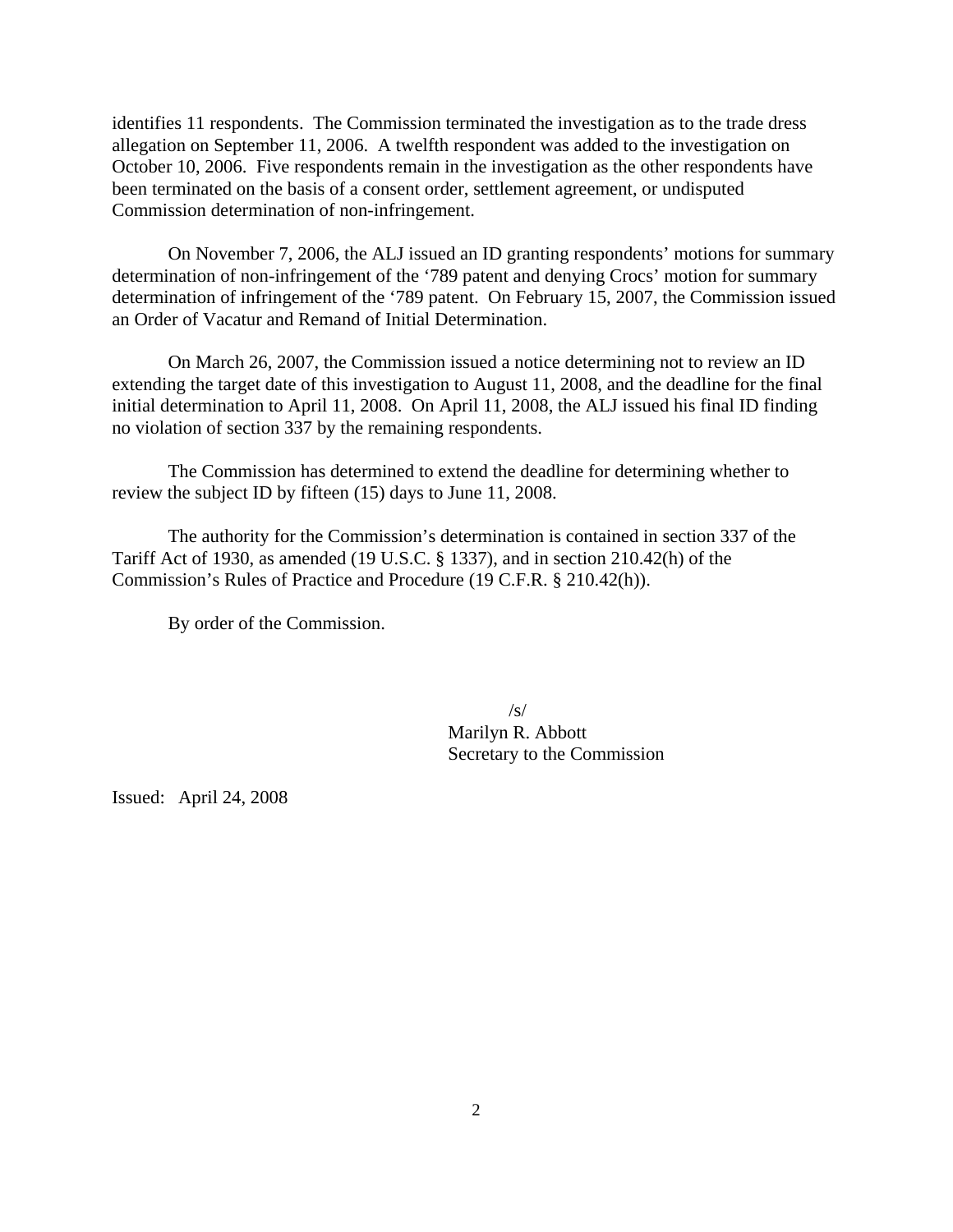identifies 11 respondents. The Commission terminated the investigation as to the trade dress allegation on September 11, 2006. A twelfth respondent was added to the investigation on October 10, 2006. Five respondents remain in the investigation as the other respondents have been terminated on the basis of a consent order, settlement agreement, or undisputed Commission determination of non-infringement.

On November 7, 2006, the ALJ issued an ID granting respondents' motions for summary determination of non-infringement of the '789 patent and denying Crocs' motion for summary determination of infringement of the '789 patent. On February 15, 2007, the Commission issued an Order of Vacatur and Remand of Initial Determination.

On March 26, 2007, the Commission issued a notice determining not to review an ID extending the target date of this investigation to August 11, 2008, and the deadline for the final initial determination to April 11, 2008. On April 11, 2008, the ALJ issued his final ID finding no violation of section 337 by the remaining respondents.

The Commission has determined to extend the deadline for determining whether to review the subject ID by fifteen (15) days to June 11, 2008.

The authority for the Commission's determination is contained in section 337 of the Tariff Act of 1930, as amended (19 U.S.C. § 1337), and in section 210.42(h) of the Commission's Rules of Practice and Procedure (19 C.F.R. § 210.42(h)).

By order of the Commission.

/s/
Marilyn R. Abbott
Secretary to the Commission

Issued: April 24, 2008